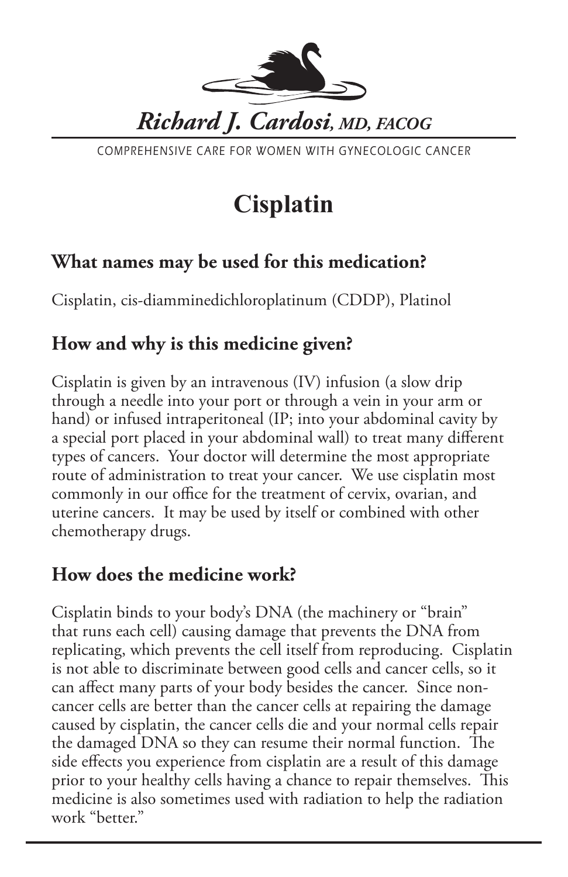*Richard J. Cardosi, MD, FACOG*

COMPREHENSIVE CARE FOR WOMEN WITH GYNECOLOGIC CANCER

# Cisplatin

## What names may be used for this medication?

Cisplatin, cis-diamminedichloroplatinum (CDDP), Platinol

## How and why is this medicine given?

Cisplatin is given by an intravenous (IV) infusion (a slow drip through a needle into your port or through a vein in your arm or hand) or infused intraperitoneal (IP; into your abdominal cavity by a special port placed in your abdominal wall) to treat many different types of cancers. Your doctor will determine the most appropriate route of administration to treat your cancer. We use cisplatin most commonly in our office for the treatment of cervix, ovarian, and uterine cancers. It may be used by itself or combined with other chemotherapy drugs.

## How does the medicine work?

Cisplatin binds to your body's DNA (the machinery or "brain" that runs each cell) causing damage that prevents the DNA from replicating, which prevents the cell itself from reproducing. Cisplatin is not able to discriminate between good cells and cancer cells, so it can affect many parts of your body besides the cancer. Since non-cancer cells are better than the cancer cells at repairing the damage caused by cisplatin, the cancer cells die and your normal cells repair the damaged DNA so they can resume their normal function. The side effects you experience from cisplatin are a result of this damage prior to your healthy cells having a chance to repair themselves. This medicine is also sometimes used with radiation to help the radiation work "better."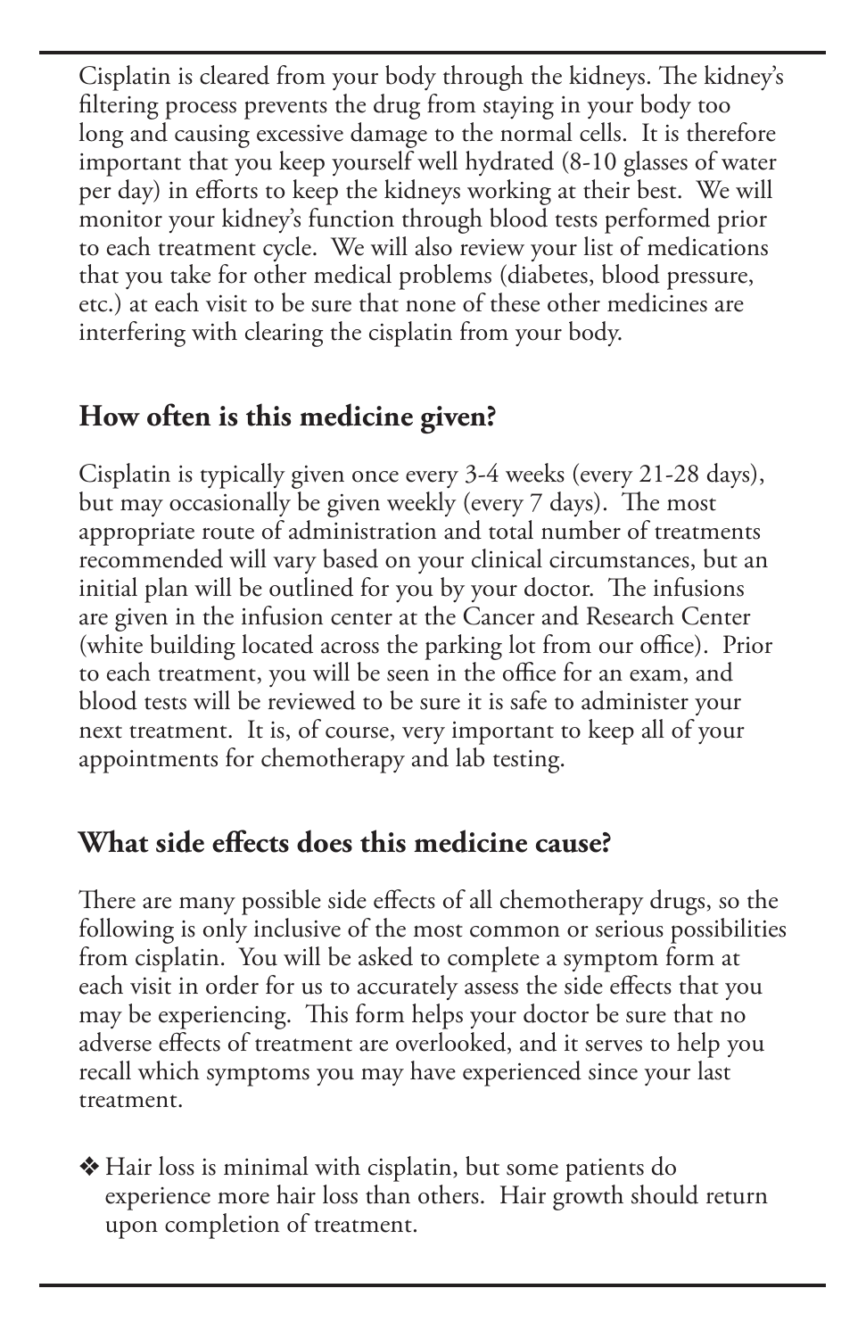Cisplatin is cleared from your body through the kidneys. The kidney's filtering process prevents the drug from staying in your body too long and causing excessive damage to the normal cells. It is therefore important that you keep yourself well hydrated (8-10 glasses of water per day) in efforts to keep the kidneys working at their best. We will monitor your kidney's function through blood tests performed prior to each treatment cycle. We will also review your list of medications that you take for other medical problems (diabetes, blood pressure, etc.) at each visit to be sure that none of these other medicines are interfering with clearing the cisplatin from your body.

## How often is this medicine given?

Cisplatin is typically given once every 3-4 weeks (every 21-28 days), but may occasionally be given weekly (every 7 days). The most appropriate route of administration and total number of treatments recommended will vary based on your clinical circumstances, but an initial plan will be outlined for you by your doctor. The infusions are given in the infusion center at the Cancer and Research Center (white building located across the parking lot from our office). Prior to each treatment, you will be seen in the office for an exam, and blood tests will be reviewed to be sure it is safe to administer your next treatment. It is, of course, very important to keep all of your appointments for chemotherapy and lab testing.

## What side effects does this medicine cause?

There are many possible side effects of all chemotherapy drugs, so the following is only inclusive of the most common or serious possibilities from cisplatin. You will be asked to complete a symptom form at each visit in order for us to accurately assess the side effects that you may be experiencing. This form helps your doctor be sure that no adverse effects of treatment are overlooked, and it serves to help you recall which symptoms you may have experienced since your last treatment.

- Hair loss is minimal with cisplatin, but some patients do experience more hair loss than others. Hair growth should return upon completion of treatment.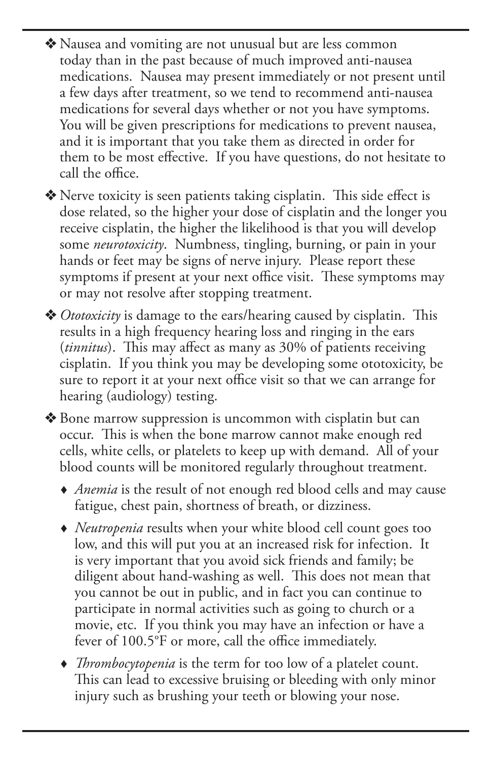- ❖ Nausea and vomiting are not unusual but are less common today than in the past because of much improved anti-nausea medications. Nausea may present immediately or not present until a few days after treatment, so we tend to recommend anti-nausea medications for several days whether or not you have symptoms. You will be given prescriptions for medications to prevent nausea, and it is important that you take them as directed in order for them to be most effective. If you have questions, do not hesitate to call the office.

- ❖ Nerve toxicity is seen patients taking cisplatin. This side effect is dose related, so the higher your dose of cisplatin and the longer you receive cisplatin, the higher the likelihood is that you will develop some *neurotoxicity*. Numbness, tingling, burning, or pain in your hands or feet may be signs of nerve injury. Please report these symptoms if present at your next office visit. These symptoms may or may not resolve after stopping treatment.

- ❖ *Ototoxicity* is damage to the ears/hearing caused by cisplatin. This results in a high frequency hearing loss and ringing in the ears (*tinnitus*). This may affect as many as 30% of patients receiving cisplatin. If you think you may be developing some ototoxicity, be sure to report it at your next office visit so that we can arrange for hearing (audiology) testing.

- ❖ Bone marrow suppression is uncommon with cisplatin but can occur. This is when the bone marrow cannot make enough red cells, white cells, or platelets to keep up with demand. All of your blood counts will be monitored regularly throughout treatment.

  - ♦ *Anemia* is the result of not enough red blood cells and may cause fatigue, chest pain, shortness of breath, or dizziness.

  - ♦ *Neutropenia* results when your white blood cell count goes too low, and this will put you at an increased risk for infection. It is very important that you avoid sick friends and family; be diligent about hand-washing as well. This does not mean that you cannot be out in public, and in fact you can continue to participate in normal activities such as going to church or a movie, etc. If you think you may have an infection or have a fever of 100.5°F or more, call the office immediately.

  - ♦ *Thrombocytopenia* is the term for too low of a platelet count. This can lead to excessive bruising or bleeding with only minor injury such as brushing your teeth or blowing your nose.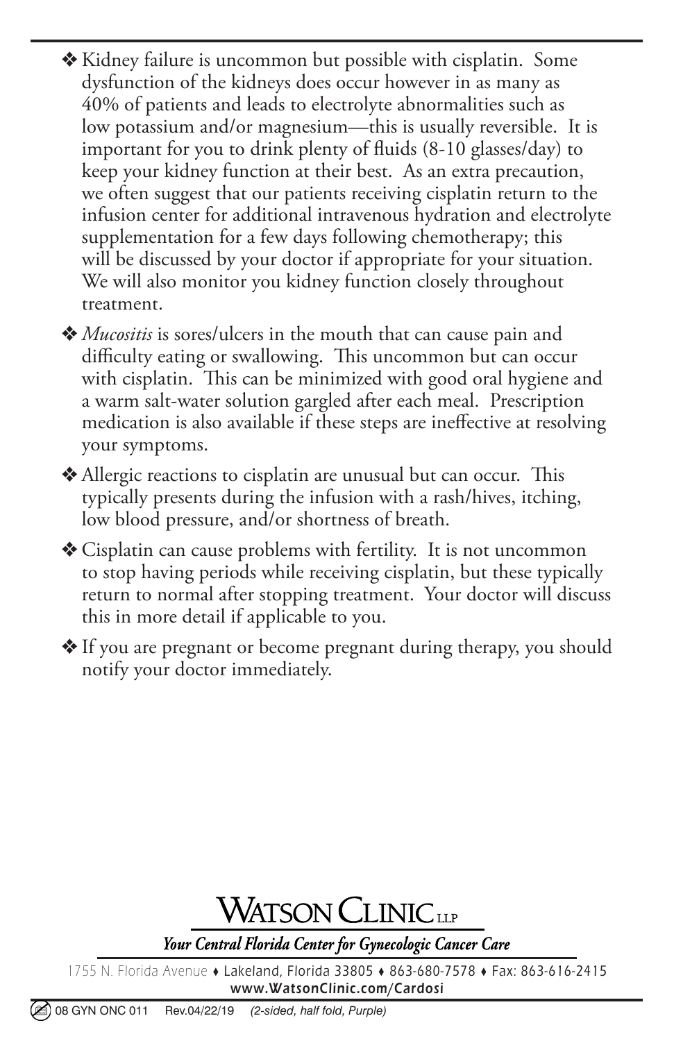- ❖ Kidney failure is uncommon but possible with cisplatin. Some dysfunction of the kidneys does occur however in as many as 40% of patients and leads to electrolyte abnormalities such as low potassium and/or magnesium—this is usually reversible. It is important for you to drink plenty of fluids (8-10 glasses/day) to keep your kidney function at their best. As an extra precaution, we often suggest that our patients receiving cisplatin return to the infusion center for additional intravenous hydration and electrolyte supplementation for a few days following chemotherapy; this will be discussed by your doctor if appropriate for your situation. We will also monitor you kidney function closely throughout treatment.

- ❖ *Mucositis* is sores/ulcers in the mouth that can cause pain and difficulty eating or swallowing. This uncommon but can occur with cisplatin. This can be minimized with good oral hygiene and a warm salt-water solution gargled after each meal. Prescription medication is also available if these steps are ineffective at resolving your symptoms.

- ❖ Allergic reactions to cisplatin are unusual but can occur. This typically presents during the infusion with a rash/hives, itching, low blood pressure, and/or shortness of breath.

- ❖ Cisplatin can cause problems with fertility. It is not uncommon to stop having periods while receiving cisplatin, but these typically return to normal after stopping treatment. Your doctor will discuss this in more detail if applicable to you.

- ❖ If you are pregnant or become pregnant during therapy, you should notify your doctor immediately.

WATSON CLINIC LLP

***Your Central Florida Center for Gynecologic Cancer Care***

1755 N. Florida Avenue ♦ Lakeland, Florida 33805 ♦ 863-680-7578 ♦ Fax: 863-616-2415
**www.WatsonClinic.com/Cardosi**

08 GYN ONC 011 Rev.04/22/19 *(2-sided, half fold, Purple)*